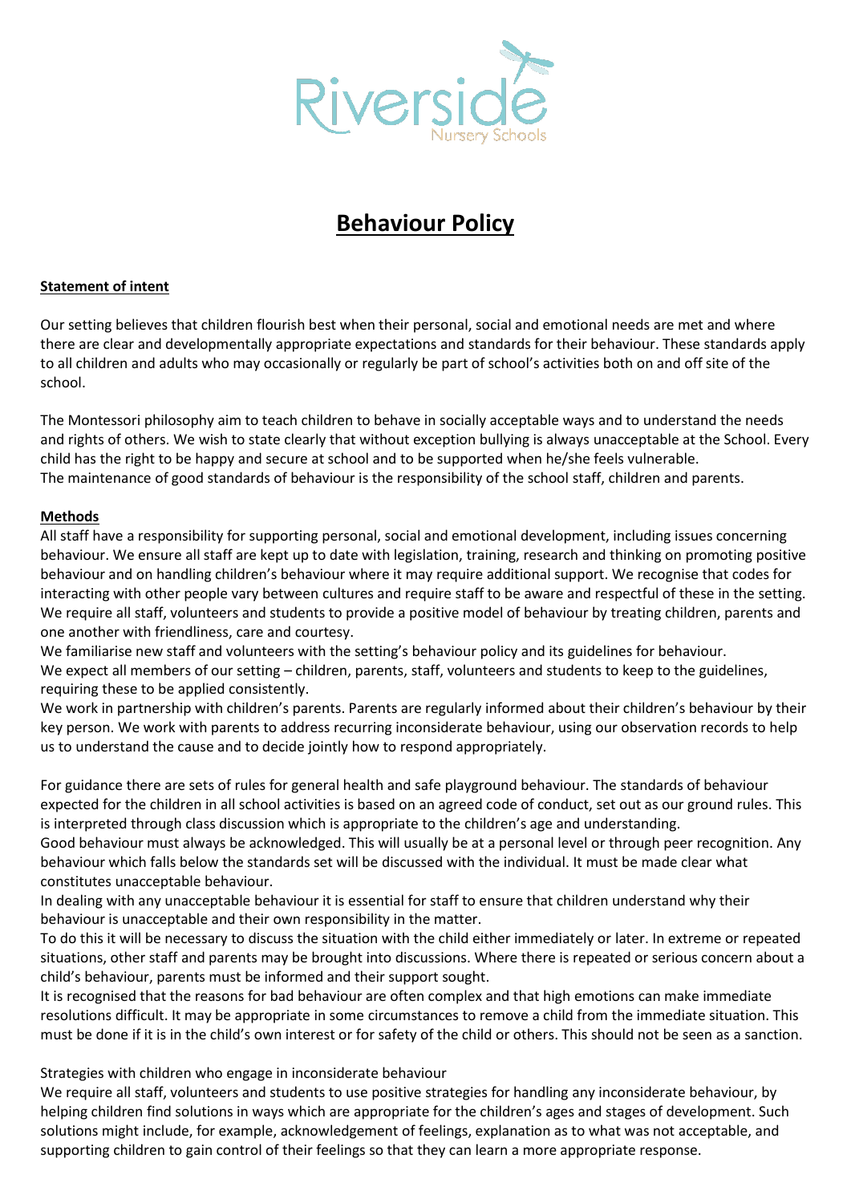Riverside

Nursery Schools

# Behaviour Policy

## Statement of intent

Our setting believes that children flourish best when their personal, social and emotional needs are met and where there are clear and developmentally appropriate expectations and standards for their behaviour. These standards apply to all children and adults who may occasionally or regularly be part of school's activities both on and off site of the school.

The Montessori philosophy aim to teach children to behave in socially acceptable ways and to understand the needs and rights of others. We wish to state clearly that without exception bullying is always unacceptable at the School. Every child has the right to be happy and secure at school and to be supported when he/she feels vulnerable.
The maintenance of good standards of behaviour is the responsibility of the school staff, children and parents.

## Methods

All staff have a responsibility for supporting personal, social and emotional development, including issues concerning behaviour. We ensure all staff are kept up to date with legislation, training, research and thinking on promoting positive behaviour and on handling children's behaviour where it may require additional support. We recognise that codes for interacting with other people vary between cultures and require staff to be aware and respectful of these in the setting. We require all staff, volunteers and students to provide a positive model of behaviour by treating children, parents and one another with friendliness, care and courtesy.
We familiarise new staff and volunteers with the setting's behaviour policy and its guidelines for behaviour.
We expect all members of our setting – children, parents, staff, volunteers and students to keep to the guidelines, requiring these to be applied consistently.
We work in partnership with children's parents. Parents are regularly informed about their children's behaviour by their key person. We work with parents to address recurring inconsiderate behaviour, using our observation records to help us to understand the cause and to decide jointly how to respond appropriately.

For guidance there are sets of rules for general health and safe playground behaviour. The standards of behaviour expected for the children in all school activities is based on an agreed code of conduct, set out as our ground rules. This is interpreted through class discussion which is appropriate to the children's age and understanding.
Good behaviour must always be acknowledged. This will usually be at a personal level or through peer recognition. Any behaviour which falls below the standards set will be discussed with the individual. It must be made clear what constitutes unacceptable behaviour.
In dealing with any unacceptable behaviour it is essential for staff to ensure that children understand why their behaviour is unacceptable and their own responsibility in the matter.
To do this it will be necessary to discuss the situation with the child either immediately or later. In extreme or repeated situations, other staff and parents may be brought into discussions. Where there is repeated or serious concern about a child's behaviour, parents must be informed and their support sought.
It is recognised that the reasons for bad behaviour are often complex and that high emotions can make immediate resolutions difficult. It may be appropriate in some circumstances to remove a child from the immediate situation. This must be done if it is in the child's own interest or for safety of the child or others. This should not be seen as a sanction.

Strategies with children who engage in inconsiderate behaviour
We require all staff, volunteers and students to use positive strategies for handling any inconsiderate behaviour, by helping children find solutions in ways which are appropriate for the children's ages and stages of development. Such solutions might include, for example, acknowledgement of feelings, explanation as to what was not acceptable, and supporting children to gain control of their feelings so that they can learn a more appropriate response.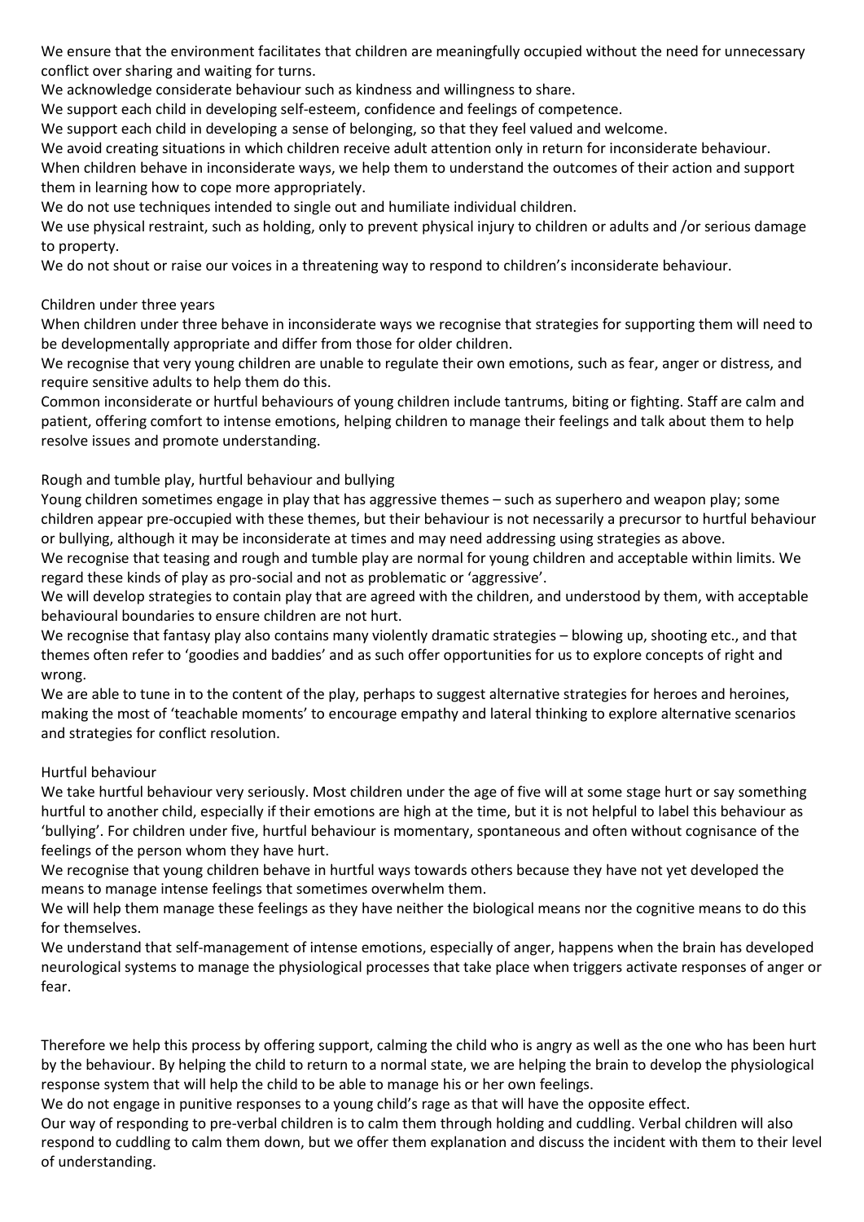We ensure that the environment facilitates that children are meaningfully occupied without the need for unnecessary conflict over sharing and waiting for turns.

We acknowledge considerate behaviour such as kindness and willingness to share.

We support each child in developing self-esteem, confidence and feelings of competence.

We support each child in developing a sense of belonging, so that they feel valued and welcome.

We avoid creating situations in which children receive adult attention only in return for inconsiderate behaviour.

When children behave in inconsiderate ways, we help them to understand the outcomes of their action and support them in learning how to cope more appropriately.

We do not use techniques intended to single out and humiliate individual children.

We use physical restraint, such as holding, only to prevent physical injury to children or adults and /or serious damage to property.

We do not shout or raise our voices in a threatening way to respond to children's inconsiderate behaviour.

## Children under three years

When children under three behave in inconsiderate ways we recognise that strategies for supporting them will need to be developmentally appropriate and differ from those for older children.

We recognise that very young children are unable to regulate their own emotions, such as fear, anger or distress, and require sensitive adults to help them do this.

Common inconsiderate or hurtful behaviours of young children include tantrums, biting or fighting. Staff are calm and patient, offering comfort to intense emotions, helping children to manage their feelings and talk about them to help resolve issues and promote understanding.

## Rough and tumble play, hurtful behaviour and bullying

Young children sometimes engage in play that has aggressive themes – such as superhero and weapon play; some children appear pre-occupied with these themes, but their behaviour is not necessarily a precursor to hurtful behaviour or bullying, although it may be inconsiderate at times and may need addressing using strategies as above.

We recognise that teasing and rough and tumble play are normal for young children and acceptable within limits. We regard these kinds of play as pro-social and not as problematic or 'aggressive'.

We will develop strategies to contain play that are agreed with the children, and understood by them, with acceptable behavioural boundaries to ensure children are not hurt.

We recognise that fantasy play also contains many violently dramatic strategies – blowing up, shooting etc., and that themes often refer to 'goodies and baddies' and as such offer opportunities for us to explore concepts of right and wrong.

We are able to tune in to the content of the play, perhaps to suggest alternative strategies for heroes and heroines, making the most of 'teachable moments' to encourage empathy and lateral thinking to explore alternative scenarios and strategies for conflict resolution.

## Hurtful behaviour

We take hurtful behaviour very seriously. Most children under the age of five will at some stage hurt or say something hurtful to another child, especially if their emotions are high at the time, but it is not helpful to label this behaviour as 'bullying'. For children under five, hurtful behaviour is momentary, spontaneous and often without cognisance of the feelings of the person whom they have hurt.

We recognise that young children behave in hurtful ways towards others because they have not yet developed the means to manage intense feelings that sometimes overwhelm them.

We will help them manage these feelings as they have neither the biological means nor the cognitive means to do this for themselves.

We understand that self-management of intense emotions, especially of anger, happens when the brain has developed neurological systems to manage the physiological processes that take place when triggers activate responses of anger or fear.

Therefore we help this process by offering support, calming the child who is angry as well as the one who has been hurt by the behaviour. By helping the child to return to a normal state, we are helping the brain to develop the physiological response system that will help the child to be able to manage his or her own feelings.

We do not engage in punitive responses to a young child's rage as that will have the opposite effect.

Our way of responding to pre-verbal children is to calm them through holding and cuddling. Verbal children will also respond to cuddling to calm them down, but we offer them explanation and discuss the incident with them to their level of understanding.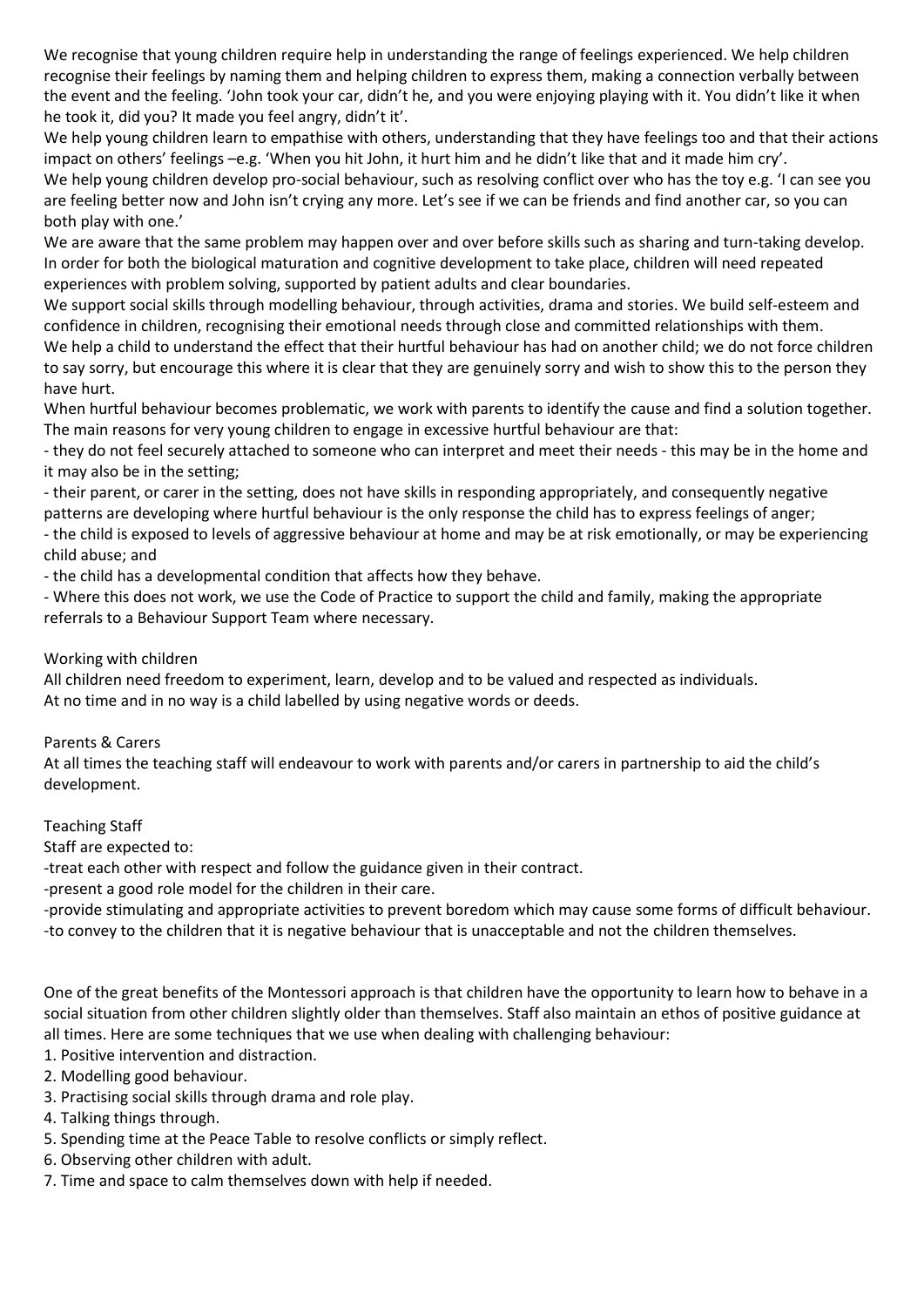We recognise that young children require help in understanding the range of feelings experienced. We help children recognise their feelings by naming them and helping children to express them, making a connection verbally between the event and the feeling. 'John took your car, didn't he, and you were enjoying playing with it. You didn't like it when he took it, did you? It made you feel angry, didn't it'.

We help young children learn to empathise with others, understanding that they have feelings too and that their actions impact on others' feelings –e.g. 'When you hit John, it hurt him and he didn't like that and it made him cry'.

We help young children develop pro-social behaviour, such as resolving conflict over who has the toy e.g. 'I can see you are feeling better now and John isn't crying any more. Let's see if we can be friends and find another car, so you can both play with one.'

We are aware that the same problem may happen over and over before skills such as sharing and turn-taking develop. In order for both the biological maturation and cognitive development to take place, children will need repeated experiences with problem solving, supported by patient adults and clear boundaries.

We support social skills through modelling behaviour, through activities, drama and stories. We build self-esteem and confidence in children, recognising their emotional needs through close and committed relationships with them.

We help a child to understand the effect that their hurtful behaviour has had on another child; we do not force children to say sorry, but encourage this where it is clear that they are genuinely sorry and wish to show this to the person they have hurt.

When hurtful behaviour becomes problematic, we work with parents to identify the cause and find a solution together. The main reasons for very young children to engage in excessive hurtful behaviour are that:

- they do not feel securely attached to someone who can interpret and meet their needs - this may be in the home and it may also be in the setting;
- their parent, or carer in the setting, does not have skills in responding appropriately, and consequently negative patterns are developing where hurtful behaviour is the only response the child has to express feelings of anger;
- the child is exposed to levels of aggressive behaviour at home and may be at risk emotionally, or may be experiencing child abuse; and
- the child has a developmental condition that affects how they behave.
- Where this does not work, we use the Code of Practice to support the child and family, making the appropriate referrals to a Behaviour Support Team where necessary.

Working with children

All children need freedom to experiment, learn, develop and to be valued and respected as individuals.
At no time and in no way is a child labelled by using negative words or deeds.

Parents & Carers

At all times the teaching staff will endeavour to work with parents and/or carers in partnership to aid the child's development.

Teaching Staff

Staff are expected to:

-treat each other with respect and follow the guidance given in their contract.
-present a good role model for the children in their care.
-provide stimulating and appropriate activities to prevent boredom which may cause some forms of difficult behaviour.
-to convey to the children that it is negative behaviour that is unacceptable and not the children themselves.

One of the great benefits of the Montessori approach is that children have the opportunity to learn how to behave in a social situation from other children slightly older than themselves. Staff also maintain an ethos of positive guidance at all times. Here are some techniques that we use when dealing with challenging behaviour:

1. Positive intervention and distraction.
2. Modelling good behaviour.
3. Practising social skills through drama and role play.
4. Talking things through.
5. Spending time at the Peace Table to resolve conflicts or simply reflect.
6. Observing other children with adult.
7. Time and space to calm themselves down with help if needed.